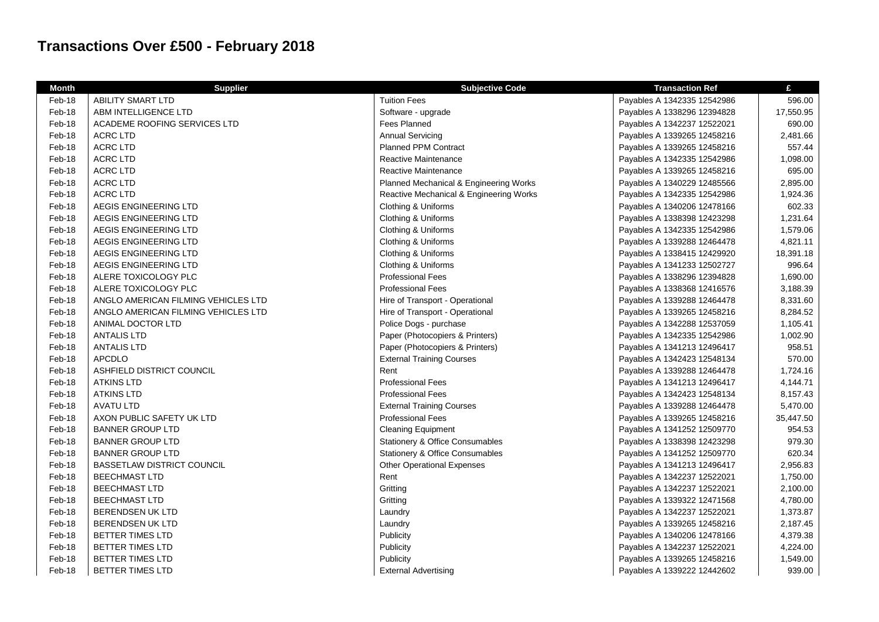# Transactions Over £500 - February 2018

| Month | Supplier | Subjective Code | Transaction Ref | £ |
|---|---|---|---|---|
| Feb-18 | ABILITY SMART LTD | Tuition Fees | Payables A 1342335 12542986 | 596.00 |
| Feb-18 | ABM INTELLIGENCE LTD | Software - upgrade | Payables A 1338296 12394828 | 17,550.95 |
| Feb-18 | ACADEME ROOFING SERVICES LTD | Fees Planned | Payables A 1342237 12522021 | 690.00 |
| Feb-18 | ACRC LTD | Annual Servicing | Payables A 1339265 12458216 | 2,481.66 |
| Feb-18 | ACRC LTD | Planned PPM Contract | Payables A 1339265 12458216 | 557.44 |
| Feb-18 | ACRC LTD | Reactive Maintenance | Payables A 1342335 12542986 | 1,098.00 |
| Feb-18 | ACRC LTD | Reactive Maintenance | Payables A 1339265 12458216 | 695.00 |
| Feb-18 | ACRC LTD | Planned Mechanical & Engineering Works | Payables A 1340229 12485566 | 2,895.00 |
| Feb-18 | ACRC LTD | Reactive Mechanical & Engineering Works | Payables A 1342335 12542986 | 1,924.36 |
| Feb-18 | AEGIS ENGINEERING LTD | Clothing & Uniforms | Payables A 1340206 12478166 | 602.33 |
| Feb-18 | AEGIS ENGINEERING LTD | Clothing & Uniforms | Payables A 1338398 12423298 | 1,231.64 |
| Feb-18 | AEGIS ENGINEERING LTD | Clothing & Uniforms | Payables A 1342335 12542986 | 1,579.06 |
| Feb-18 | AEGIS ENGINEERING LTD | Clothing & Uniforms | Payables A 1339288 12464478 | 4,821.11 |
| Feb-18 | AEGIS ENGINEERING LTD | Clothing & Uniforms | Payables A 1338415 12429920 | 18,391.18 |
| Feb-18 | AEGIS ENGINEERING LTD | Clothing & Uniforms | Payables A 1341233 12502727 | 996.64 |
| Feb-18 | ALERE TOXICOLOGY PLC | Professional Fees | Payables A 1338296 12394828 | 1,690.00 |
| Feb-18 | ALERE TOXICOLOGY PLC | Professional Fees | Payables A 1338368 12416576 | 3,188.39 |
| Feb-18 | ANGLO AMERICAN FILMING VEHICLES LTD | Hire of Transport - Operational | Payables A 1339288 12464478 | 8,331.60 |
| Feb-18 | ANGLO AMERICAN FILMING VEHICLES LTD | Hire of Transport - Operational | Payables A 1339265 12458216 | 8,284.52 |
| Feb-18 | ANIMAL DOCTOR LTD | Police Dogs - purchase | Payables A 1342288 12537059 | 1,105.41 |
| Feb-18 | ANTALIS LTD | Paper (Photocopiers & Printers) | Payables A 1342335 12542986 | 1,002.90 |
| Feb-18 | ANTALIS LTD | Paper (Photocopiers & Printers) | Payables A 1341213 12496417 | 958.51 |
| Feb-18 | APCDLO | External Training Courses | Payables A 1342423 12548134 | 570.00 |
| Feb-18 | ASHFIELD DISTRICT COUNCIL | Rent | Payables A 1339288 12464478 | 1,724.16 |
| Feb-18 | ATKINS LTD | Professional Fees | Payables A 1341213 12496417 | 4,144.71 |
| Feb-18 | ATKINS LTD | Professional Fees | Payables A 1342423 12548134 | 8,157.43 |
| Feb-18 | AVATU LTD | External Training Courses | Payables A 1339288 12464478 | 5,470.00 |
| Feb-18 | AXON PUBLIC SAFETY UK LTD | Professional Fees | Payables A 1339265 12458216 | 35,447.50 |
| Feb-18 | BANNER GROUP LTD | Cleaning Equipment | Payables A 1341252 12509770 | 954.53 |
| Feb-18 | BANNER GROUP LTD | Stationery & Office Consumables | Payables A 1338398 12423298 | 979.30 |
| Feb-18 | BANNER GROUP LTD | Stationery & Office Consumables | Payables A 1341252 12509770 | 620.34 |
| Feb-18 | BASSETLAW DISTRICT COUNCIL | Other Operational Expenses | Payables A 1341213 12496417 | 2,956.83 |
| Feb-18 | BEECHMAST LTD | Rent | Payables A 1342237 12522021 | 1,750.00 |
| Feb-18 | BEECHMAST LTD | Gritting | Payables A 1342237 12522021 | 2,100.00 |
| Feb-18 | BEECHMAST LTD | Gritting | Payables A 1339322 12471568 | 4,780.00 |
| Feb-18 | BERENDSEN UK LTD | Laundry | Payables A 1342237 12522021 | 1,373.87 |
| Feb-18 | BERENDSEN UK LTD | Laundry | Payables A 1339265 12458216 | 2,187.45 |
| Feb-18 | BETTER TIMES LTD | Publicity | Payables A 1340206 12478166 | 4,379.38 |
| Feb-18 | BETTER TIMES LTD | Publicity | Payables A 1342237 12522021 | 4,224.00 |
| Feb-18 | BETTER TIMES LTD | Publicity | Payables A 1339265 12458216 | 1,549.00 |
| Feb-18 | BETTER TIMES LTD | External Advertising | Payables A 1339222 12442602 | 939.00 |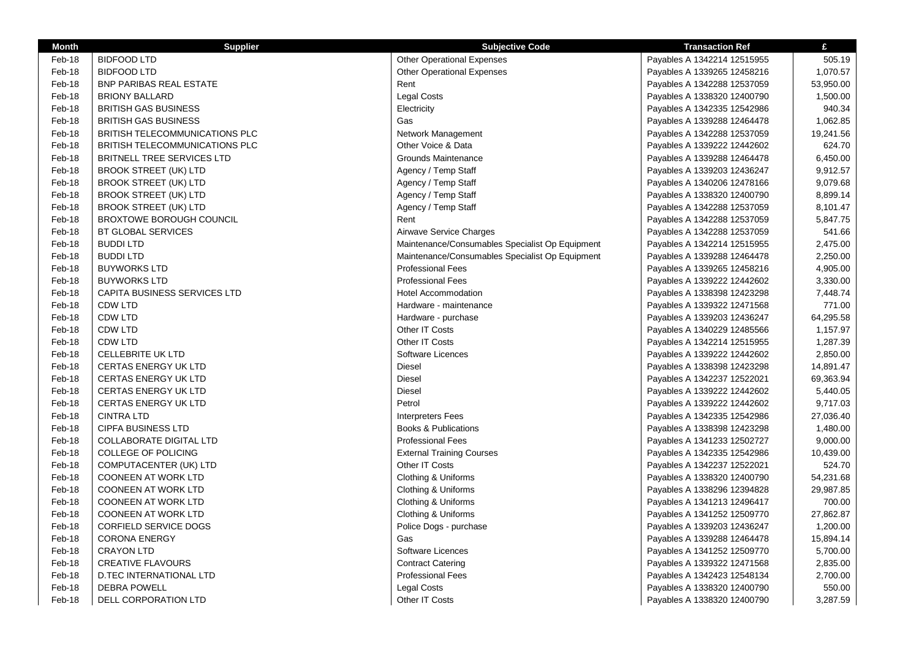| Month | Supplier | Subjective Code | Transaction Ref | £ |
|---|---|---|---|---|
| Feb-18 | BIDFOOD LTD | Other Operational Expenses | Payables A 1342214 12515955 | 505.19 |
| Feb-18 | BIDFOOD LTD | Other Operational Expenses | Payables A 1339265 12458216 | 1,070.57 |
| Feb-18 | BNP PARIBAS REAL ESTATE | Rent | Payables A 1342288 12537059 | 53,950.00 |
| Feb-18 | BRIONY BALLARD | Legal Costs | Payables A 1338320 12400790 | 1,500.00 |
| Feb-18 | BRITISH GAS BUSINESS | Electricity | Payables A 1342335 12542986 | 940.34 |
| Feb-18 | BRITISH GAS BUSINESS | Gas | Payables A 1339288 12464478 | 1,062.85 |
| Feb-18 | BRITISH TELECOMMUNICATIONS PLC | Network Management | Payables A 1342288 12537059 | 19,241.56 |
| Feb-18 | BRITISH TELECOMMUNICATIONS PLC | Other Voice & Data | Payables A 1339222 12442602 | 624.70 |
| Feb-18 | BRITNELL TREE SERVICES LTD | Grounds Maintenance | Payables A 1339288 12464478 | 6,450.00 |
| Feb-18 | BROOK STREET (UK) LTD | Agency / Temp Staff | Payables A 1339203 12436247 | 9,912.57 |
| Feb-18 | BROOK STREET (UK) LTD | Agency / Temp Staff | Payables A 1340206 12478166 | 9,079.68 |
| Feb-18 | BROOK STREET (UK) LTD | Agency / Temp Staff | Payables A 1338320 12400790 | 8,899.14 |
| Feb-18 | BROOK STREET (UK) LTD | Agency / Temp Staff | Payables A 1342288 12537059 | 8,101.47 |
| Feb-18 | BROXTOWE BOROUGH COUNCIL | Rent | Payables A 1342288 12537059 | 5,847.75 |
| Feb-18 | BT GLOBAL SERVICES | Airwave Service Charges | Payables A 1342288 12537059 | 541.66 |
| Feb-18 | BUDDI LTD | Maintenance/Consumables Specialist Op Equipment | Payables A 1342214 12515955 | 2,475.00 |
| Feb-18 | BUDDI LTD | Maintenance/Consumables Specialist Op Equipment | Payables A 1339288 12464478 | 2,250.00 |
| Feb-18 | BUYWORKS LTD | Professional Fees | Payables A 1339265 12458216 | 4,905.00 |
| Feb-18 | BUYWORKS LTD | Professional Fees | Payables A 1339222 12442602 | 3,330.00 |
| Feb-18 | CAPITA BUSINESS SERVICES LTD | Hotel Accommodation | Payables A 1338398 12423298 | 7,448.74 |
| Feb-18 | CDW LTD | Hardware - maintenance | Payables A 1339322 12471568 | 771.00 |
| Feb-18 | CDW LTD | Hardware - purchase | Payables A 1339203 12436247 | 64,295.58 |
| Feb-18 | CDW LTD | Other IT Costs | Payables A 1340229 12485566 | 1,157.97 |
| Feb-18 | CDW LTD | Other IT Costs | Payables A 1342214 12515955 | 1,287.39 |
| Feb-18 | CELLEBRITE UK LTD | Software Licences | Payables A 1339222 12442602 | 2,850.00 |
| Feb-18 | CERTAS ENERGY UK LTD | Diesel | Payables A 1338398 12423298 | 14,891.47 |
| Feb-18 | CERTAS ENERGY UK LTD | Diesel | Payables A 1342237 12522021 | 69,363.94 |
| Feb-18 | CERTAS ENERGY UK LTD | Diesel | Payables A 1339222 12442602 | 5,440.05 |
| Feb-18 | CERTAS ENERGY UK LTD | Petrol | Payables A 1339222 12442602 | 9,717.03 |
| Feb-18 | CINTRA LTD | Interpreters Fees | Payables A 1342335 12542986 | 27,036.40 |
| Feb-18 | CIPFA BUSINESS LTD | Books & Publications | Payables A 1338398 12423298 | 1,480.00 |
| Feb-18 | COLLABORATE DIGITAL LTD | Professional Fees | Payables A 1341233 12502727 | 9,000.00 |
| Feb-18 | COLLEGE OF POLICING | External Training Courses | Payables A 1342335 12542986 | 10,439.00 |
| Feb-18 | COMPUTACENTER (UK) LTD | Other IT Costs | Payables A 1342237 12522021 | 524.70 |
| Feb-18 | COONEEN AT WORK LTD | Clothing & Uniforms | Payables A 1338320 12400790 | 54,231.68 |
| Feb-18 | COONEEN AT WORK LTD | Clothing & Uniforms | Payables A 1338296 12394828 | 29,987.85 |
| Feb-18 | COONEEN AT WORK LTD | Clothing & Uniforms | Payables A 1341213 12496417 | 700.00 |
| Feb-18 | COONEEN AT WORK LTD | Clothing & Uniforms | Payables A 1341252 12509770 | 27,862.87 |
| Feb-18 | CORFIELD SERVICE DOGS | Police Dogs - purchase | Payables A 1339203 12436247 | 1,200.00 |
| Feb-18 | CORONA ENERGY | Gas | Payables A 1339288 12464478 | 15,894.14 |
| Feb-18 | CRAYON LTD | Software Licences | Payables A 1341252 12509770 | 5,700.00 |
| Feb-18 | CREATIVE FLAVOURS | Contract Catering | Payables A 1339322 12471568 | 2,835.00 |
| Feb-18 | D.TEC INTERNATIONAL LTD | Professional Fees | Payables A 1342423 12548134 | 2,700.00 |
| Feb-18 | DEBRA POWELL | Legal Costs | Payables A 1338320 12400790 | 550.00 |
| Feb-18 | DELL CORPORATION LTD | Other IT Costs | Payables A 1338320 12400790 | 3,287.59 |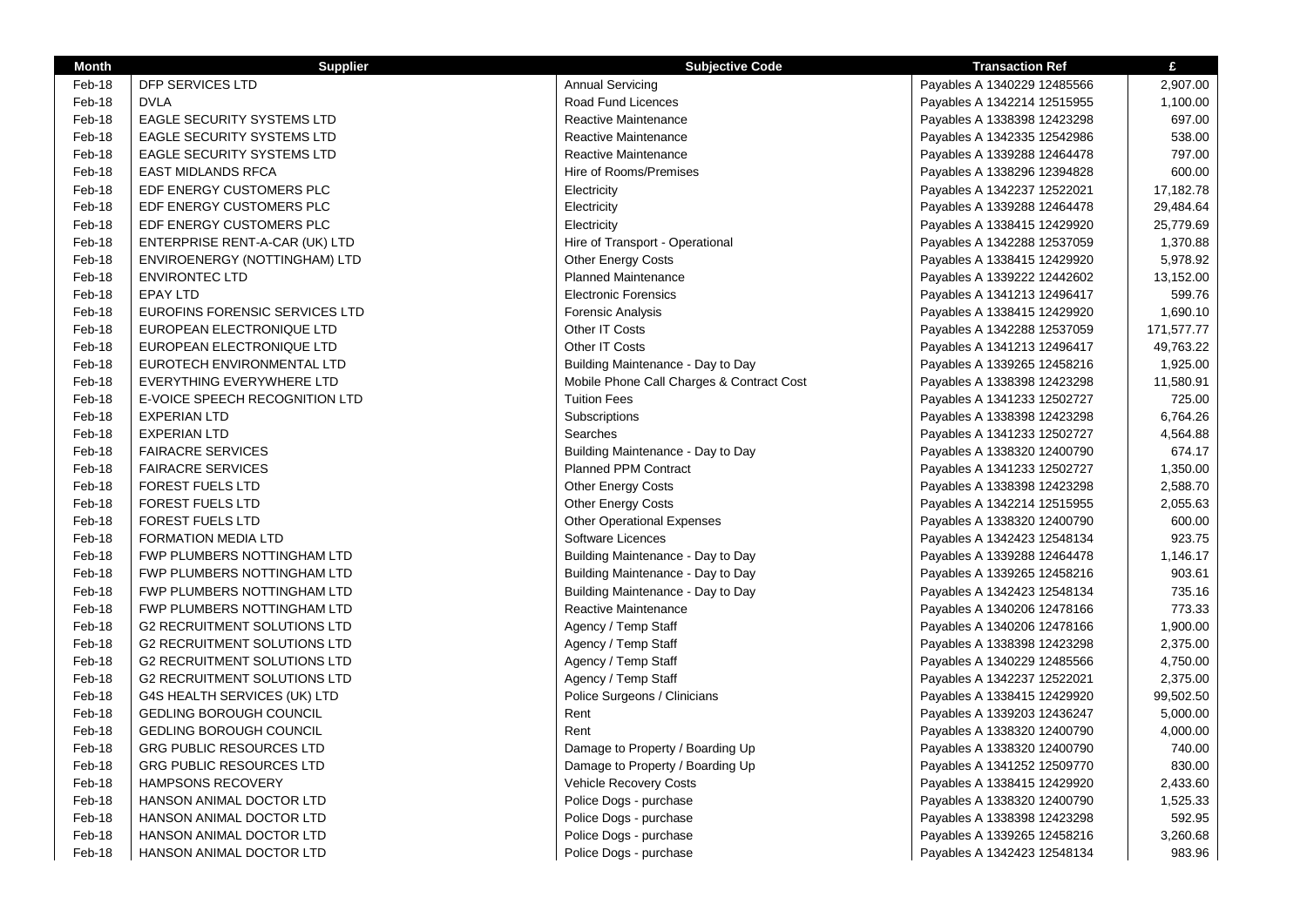| Month | Supplier | Subjective Code | Transaction Ref | £ |
|---|---|---|---|---|
| Feb-18 | DFP SERVICES LTD | Annual Servicing | Payables A 1340229 12485566 | 2,907.00 |
| Feb-18 | DVLA | Road Fund Licences | Payables A 1342214 12515955 | 1,100.00 |
| Feb-18 | EAGLE SECURITY SYSTEMS LTD | Reactive Maintenance | Payables A 1338398 12423298 | 697.00 |
| Feb-18 | EAGLE SECURITY SYSTEMS LTD | Reactive Maintenance | Payables A 1342335 12542986 | 538.00 |
| Feb-18 | EAGLE SECURITY SYSTEMS LTD | Reactive Maintenance | Payables A 1339288 12464478 | 797.00 |
| Feb-18 | EAST MIDLANDS RFCA | Hire of Rooms/Premises | Payables A 1338296 12394828 | 600.00 |
| Feb-18 | EDF ENERGY CUSTOMERS PLC | Electricity | Payables A 1342237 12522021 | 17,182.78 |
| Feb-18 | EDF ENERGY CUSTOMERS PLC | Electricity | Payables A 1339288 12464478 | 29,484.64 |
| Feb-18 | EDF ENERGY CUSTOMERS PLC | Electricity | Payables A 1338415 12429920 | 25,779.69 |
| Feb-18 | ENTERPRISE RENT-A-CAR (UK) LTD | Hire of Transport - Operational | Payables A 1342288 12537059 | 1,370.88 |
| Feb-18 | ENVIROENERGY (NOTTINGHAM) LTD | Other Energy Costs | Payables A 1338415 12429920 | 5,978.92 |
| Feb-18 | ENVIRONTEC LTD | Planned Maintenance | Payables A 1339222 12442602 | 13,152.00 |
| Feb-18 | EPAY LTD | Electronic Forensics | Payables A 1341213 12496417 | 599.76 |
| Feb-18 | EUROFINS FORENSIC SERVICES LTD | Forensic Analysis | Payables A 1338415 12429920 | 1,690.10 |
| Feb-18 | EUROPEAN ELECTRONIQUE LTD | Other IT Costs | Payables A 1342288 12537059 | 171,577.77 |
| Feb-18 | EUROPEAN ELECTRONIQUE LTD | Other IT Costs | Payables A 1341213 12496417 | 49,763.22 |
| Feb-18 | EUROTECH ENVIRONMENTAL LTD | Building Maintenance - Day to Day | Payables A 1339265 12458216 | 1,925.00 |
| Feb-18 | EVERYTHING EVERYWHERE LTD | Mobile Phone Call Charges & Contract Cost | Payables A 1338398 12423298 | 11,580.91 |
| Feb-18 | E-VOICE SPEECH RECOGNITION LTD | Tuition Fees | Payables A 1341233 12502727 | 725.00 |
| Feb-18 | EXPERIAN LTD | Subscriptions | Payables A 1338398 12423298 | 6,764.26 |
| Feb-18 | EXPERIAN LTD | Searches | Payables A 1341233 12502727 | 4,564.88 |
| Feb-18 | FAIRACRE SERVICES | Building Maintenance - Day to Day | Payables A 1338320 12400790 | 674.17 |
| Feb-18 | FAIRACRE SERVICES | Planned PPM Contract | Payables A 1341233 12502727 | 1,350.00 |
| Feb-18 | FOREST FUELS LTD | Other Energy Costs | Payables A 1338398 12423298 | 2,588.70 |
| Feb-18 | FOREST FUELS LTD | Other Energy Costs | Payables A 1342214 12515955 | 2,055.63 |
| Feb-18 | FOREST FUELS LTD | Other Operational Expenses | Payables A 1338320 12400790 | 600.00 |
| Feb-18 | FORMATION MEDIA LTD | Software Licences | Payables A 1342423 12548134 | 923.75 |
| Feb-18 | FWP PLUMBERS NOTTINGHAM LTD | Building Maintenance - Day to Day | Payables A 1339288 12464478 | 1,146.17 |
| Feb-18 | FWP PLUMBERS NOTTINGHAM LTD | Building Maintenance - Day to Day | Payables A 1339265 12458216 | 903.61 |
| Feb-18 | FWP PLUMBERS NOTTINGHAM LTD | Building Maintenance - Day to Day | Payables A 1342423 12548134 | 735.16 |
| Feb-18 | FWP PLUMBERS NOTTINGHAM LTD | Reactive Maintenance | Payables A 1340206 12478166 | 773.33 |
| Feb-18 | G2 RECRUITMENT SOLUTIONS LTD | Agency / Temp Staff | Payables A 1340206 12478166 | 1,900.00 |
| Feb-18 | G2 RECRUITMENT SOLUTIONS LTD | Agency / Temp Staff | Payables A 1338398 12423298 | 2,375.00 |
| Feb-18 | G2 RECRUITMENT SOLUTIONS LTD | Agency / Temp Staff | Payables A 1340229 12485566 | 4,750.00 |
| Feb-18 | G2 RECRUITMENT SOLUTIONS LTD | Agency / Temp Staff | Payables A 1342237 12522021 | 2,375.00 |
| Feb-18 | G4S HEALTH SERVICES (UK) LTD | Police Surgeons / Clinicians | Payables A 1338415 12429920 | 99,502.50 |
| Feb-18 | GEDLING BOROUGH COUNCIL | Rent | Payables A 1339203 12436247 | 5,000.00 |
| Feb-18 | GEDLING BOROUGH COUNCIL | Rent | Payables A 1338320 12400790 | 4,000.00 |
| Feb-18 | GRG PUBLIC RESOURCES LTD | Damage to Property / Boarding Up | Payables A 1338320 12400790 | 740.00 |
| Feb-18 | GRG PUBLIC RESOURCES LTD | Damage to Property / Boarding Up | Payables A 1341252 12509770 | 830.00 |
| Feb-18 | HAMPSONS RECOVERY | Vehicle Recovery Costs | Payables A 1338415 12429920 | 2,433.60 |
| Feb-18 | HANSON ANIMAL DOCTOR LTD | Police Dogs - purchase | Payables A 1338320 12400790 | 1,525.33 |
| Feb-18 | HANSON ANIMAL DOCTOR LTD | Police Dogs - purchase | Payables A 1338398 12423298 | 592.95 |
| Feb-18 | HANSON ANIMAL DOCTOR LTD | Police Dogs - purchase | Payables A 1339265 12458216 | 3,260.68 |
| Feb-18 | HANSON ANIMAL DOCTOR LTD | Police Dogs - purchase | Payables A 1342423 12548134 | 983.96 |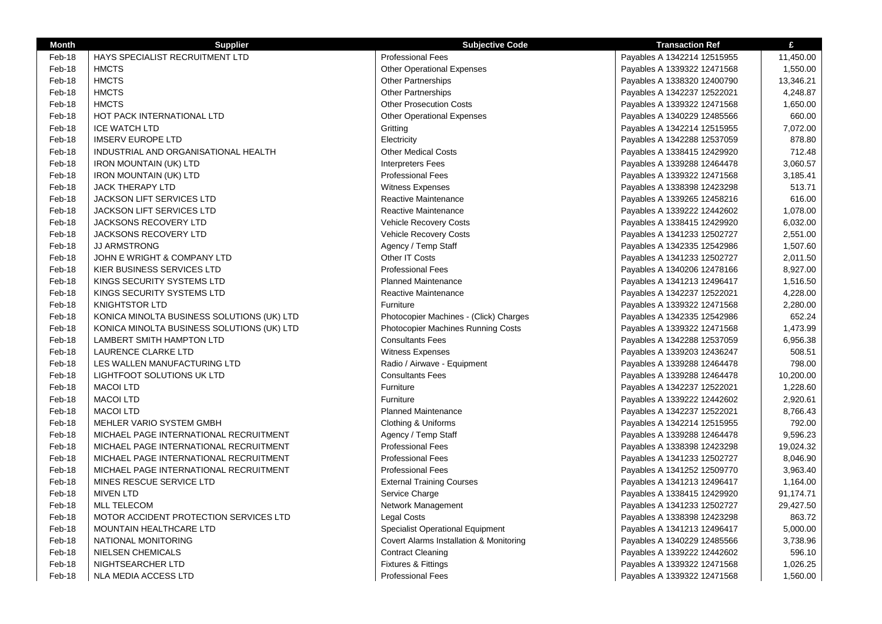| Month | Supplier | Subjective Code | Transaction Ref | £ |
| --- | --- | --- | --- | --- |
| Feb-18 | HAYS SPECIALIST RECRUITMENT LTD | Professional Fees | Payables A 1342214 12515955 | 11,450.00 |
| Feb-18 | HMCTS | Other Operational Expenses | Payables A 1339322 12471568 | 1,550.00 |
| Feb-18 | HMCTS | Other Partnerships | Payables A 1338320 12400790 | 13,346.21 |
| Feb-18 | HMCTS | Other Partnerships | Payables A 1342237 12522021 | 4,248.87 |
| Feb-18 | HMCTS | Other Prosecution Costs | Payables A 1339322 12471568 | 1,650.00 |
| Feb-18 | HOT PACK INTERNATIONAL LTD | Other Operational Expenses | Payables A 1340229 12485566 | 660.00 |
| Feb-18 | ICE WATCH LTD | Gritting | Payables A 1342214 12515955 | 7,072.00 |
| Feb-18 | IMSERV EUROPE LTD | Electricity | Payables A 1342288 12537059 | 878.80 |
| Feb-18 | INDUSTRIAL AND ORGANISATIONAL HEALTH | Other Medical Costs | Payables A 1338415 12429920 | 712.48 |
| Feb-18 | IRON MOUNTAIN (UK) LTD | Interpreters Fees | Payables A 1339288 12464478 | 3,060.57 |
| Feb-18 | IRON MOUNTAIN (UK) LTD | Professional Fees | Payables A 1339322 12471568 | 3,185.41 |
| Feb-18 | JACK THERAPY LTD | Witness Expenses | Payables A 1338398 12423298 | 513.71 |
| Feb-18 | JACKSON LIFT SERVICES LTD | Reactive Maintenance | Payables A 1339265 12458216 | 616.00 |
| Feb-18 | JACKSON LIFT SERVICES LTD | Reactive Maintenance | Payables A 1339222 12442602 | 1,078.00 |
| Feb-18 | JACKSONS RECOVERY LTD | Vehicle Recovery Costs | Payables A 1338415 12429920 | 6,032.00 |
| Feb-18 | JACKSONS RECOVERY LTD | Vehicle Recovery Costs | Payables A 1341233 12502727 | 2,551.00 |
| Feb-18 | JJ ARMSTRONG | Agency / Temp Staff | Payables A 1342335 12542986 | 1,507.60 |
| Feb-18 | JOHN E WRIGHT & COMPANY LTD | Other IT Costs | Payables A 1341233 12502727 | 2,011.50 |
| Feb-18 | KIER BUSINESS SERVICES LTD | Professional Fees | Payables A 1340206 12478166 | 8,927.00 |
| Feb-18 | KINGS SECURITY SYSTEMS LTD | Planned Maintenance | Payables A 1341213 12496417 | 1,516.50 |
| Feb-18 | KINGS SECURITY SYSTEMS LTD | Reactive Maintenance | Payables A 1342237 12522021 | 4,228.00 |
| Feb-18 | KNIGHTSTOR LTD | Furniture | Payables A 1339322 12471568 | 2,280.00 |
| Feb-18 | KONICA MINOLTA BUSINESS SOLUTIONS (UK) LTD | Photocopier Machines - (Click) Charges | Payables A 1342335 12542986 | 652.24 |
| Feb-18 | KONICA MINOLTA BUSINESS SOLUTIONS (UK) LTD | Photocopier Machines Running Costs | Payables A 1339322 12471568 | 1,473.99 |
| Feb-18 | LAMBERT SMITH HAMPTON LTD | Consultants Fees | Payables A 1342288 12537059 | 6,956.38 |
| Feb-18 | LAURENCE CLARKE LTD | Witness Expenses | Payables A 1339203 12436247 | 508.51 |
| Feb-18 | LES WALLEN MANUFACTURING LTD | Radio / Airwave - Equipment | Payables A 1339288 12464478 | 798.00 |
| Feb-18 | LIGHTFOOT SOLUTIONS UK LTD | Consultants Fees | Payables A 1339288 12464478 | 10,200.00 |
| Feb-18 | MACOI LTD | Furniture | Payables A 1342237 12522021 | 1,228.60 |
| Feb-18 | MACOI LTD | Furniture | Payables A 1339222 12442602 | 2,920.61 |
| Feb-18 | MACOI LTD | Planned Maintenance | Payables A 1342237 12522021 | 8,766.43 |
| Feb-18 | MEHLER VARIO SYSTEM GMBH | Clothing & Uniforms | Payables A 1342214 12515955 | 792.00 |
| Feb-18 | MICHAEL PAGE INTERNATIONAL RECRUITMENT | Agency / Temp Staff | Payables A 1339288 12464478 | 9,596.23 |
| Feb-18 | MICHAEL PAGE INTERNATIONAL RECRUITMENT | Professional Fees | Payables A 1338398 12423298 | 19,024.32 |
| Feb-18 | MICHAEL PAGE INTERNATIONAL RECRUITMENT | Professional Fees | Payables A 1341233 12502727 | 8,046.90 |
| Feb-18 | MICHAEL PAGE INTERNATIONAL RECRUITMENT | Professional Fees | Payables A 1341252 12509770 | 3,963.40 |
| Feb-18 | MINES RESCUE SERVICE LTD | External Training Courses | Payables A 1341213 12496417 | 1,164.00 |
| Feb-18 | MIVEN LTD | Service Charge | Payables A 1338415 12429920 | 91,174.71 |
| Feb-18 | MLL TELECOM | Network Management | Payables A 1341233 12502727 | 29,427.50 |
| Feb-18 | MOTOR ACCIDENT PROTECTION SERVICES LTD | Legal Costs | Payables A 1338398 12423298 | 863.72 |
| Feb-18 | MOUNTAIN HEALTHCARE LTD | Specialist Operational Equipment | Payables A 1341213 12496417 | 5,000.00 |
| Feb-18 | NATIONAL MONITORING | Covert Alarms Installation & Monitoring | Payables A 1340229 12485566 | 3,738.96 |
| Feb-18 | NIELSEN CHEMICALS | Contract Cleaning | Payables A 1339222 12442602 | 596.10 |
| Feb-18 | NIGHTSEARCHER LTD | Fixtures & Fittings | Payables A 1339322 12471568 | 1,026.25 |
| Feb-18 | NLA MEDIA ACCESS LTD | Professional Fees | Payables A 1339322 12471568 | 1,560.00 |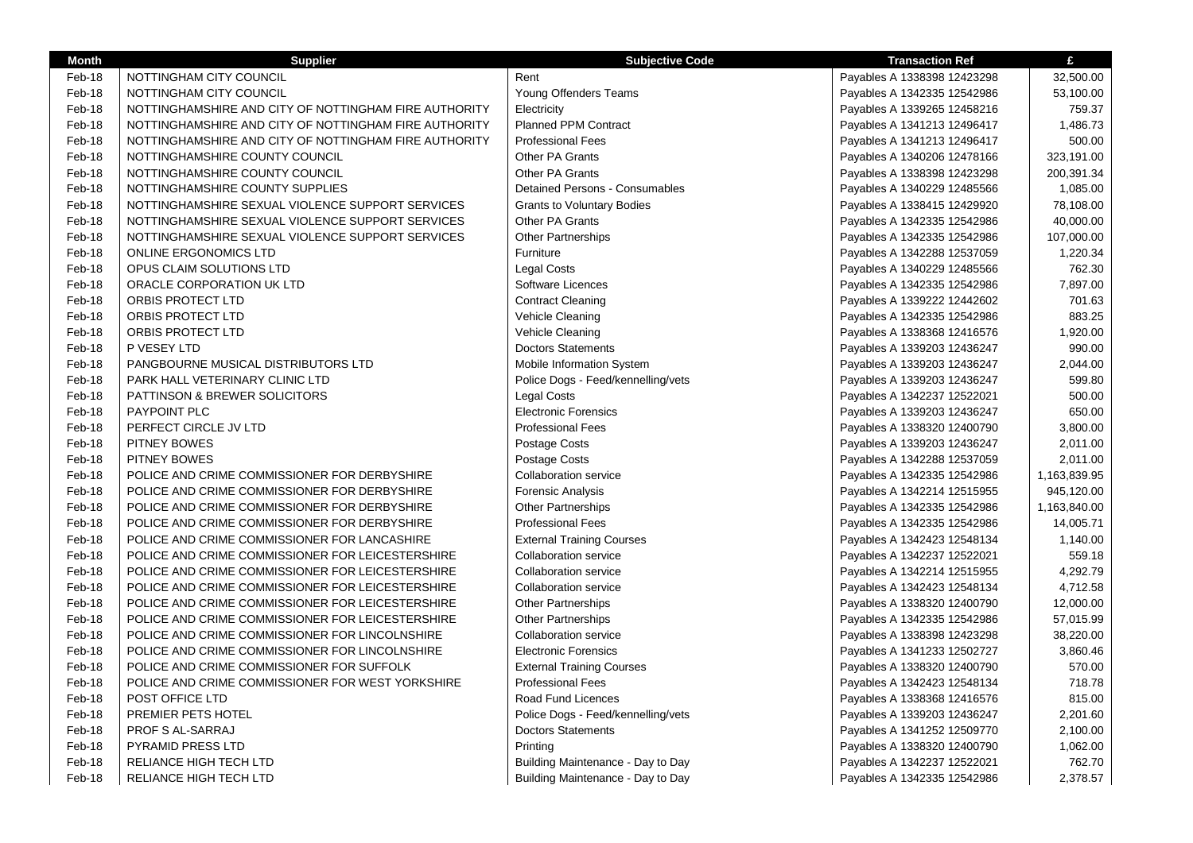| Month | Supplier | Subjective Code | Transaction Ref | £ |
|---|---|---|---|---|
| Feb-18 | NOTTINGHAM CITY COUNCIL | Rent | Payables A 1338398 12423298 | 32,500.00 |
| Feb-18 | NOTTINGHAM CITY COUNCIL | Young Offenders Teams | Payables A 1342335 12542986 | 53,100.00 |
| Feb-18 | NOTTINGHAMSHIRE AND CITY OF NOTTINGHAM FIRE AUTHORITY | Electricity | Payables A 1339265 12458216 | 759.37 |
| Feb-18 | NOTTINGHAMSHIRE AND CITY OF NOTTINGHAM FIRE AUTHORITY | Planned PPM Contract | Payables A 1341213 12496417 | 1,486.73 |
| Feb-18 | NOTTINGHAMSHIRE AND CITY OF NOTTINGHAM FIRE AUTHORITY | Professional Fees | Payables A 1341213 12496417 | 500.00 |
| Feb-18 | NOTTINGHAMSHIRE COUNTY COUNCIL | Other PA Grants | Payables A 1340206 12478166 | 323,191.00 |
| Feb-18 | NOTTINGHAMSHIRE COUNTY COUNCIL | Other PA Grants | Payables A 1338398 12423298 | 200,391.34 |
| Feb-18 | NOTTINGHAMSHIRE COUNTY SUPPLIES | Detained Persons - Consumables | Payables A 1340229 12485566 | 1,085.00 |
| Feb-18 | NOTTINGHAMSHIRE SEXUAL VIOLENCE SUPPORT SERVICES | Grants to Voluntary Bodies | Payables A 1338415 12429920 | 78,108.00 |
| Feb-18 | NOTTINGHAMSHIRE SEXUAL VIOLENCE SUPPORT SERVICES | Other PA Grants | Payables A 1342335 12542986 | 40,000.00 |
| Feb-18 | NOTTINGHAMSHIRE SEXUAL VIOLENCE SUPPORT SERVICES | Other Partnerships | Payables A 1342335 12542986 | 107,000.00 |
| Feb-18 | ONLINE ERGONOMICS LTD | Furniture | Payables A 1342288 12537059 | 1,220.34 |
| Feb-18 | OPUS CLAIM SOLUTIONS LTD | Legal Costs | Payables A 1340229 12485566 | 762.30 |
| Feb-18 | ORACLE CORPORATION UK LTD | Software Licences | Payables A 1342335 12542986 | 7,897.00 |
| Feb-18 | ORBIS PROTECT LTD | Contract Cleaning | Payables A 1339222 12442602 | 701.63 |
| Feb-18 | ORBIS PROTECT LTD | Vehicle Cleaning | Payables A 1342335 12542986 | 883.25 |
| Feb-18 | ORBIS PROTECT LTD | Vehicle Cleaning | Payables A 1338368 12416576 | 1,920.00 |
| Feb-18 | P VESEY LTD | Doctors Statements | Payables A 1339203 12436247 | 990.00 |
| Feb-18 | PANGBOURNE MUSICAL DISTRIBUTORS LTD | Mobile Information System | Payables A 1339203 12436247 | 2,044.00 |
| Feb-18 | PARK HALL VETERINARY CLINIC LTD | Police Dogs - Feed/kennelling/vets | Payables A 1339203 12436247 | 599.80 |
| Feb-18 | PATTINSON & BREWER SOLICITORS | Legal Costs | Payables A 1342237 12522021 | 500.00 |
| Feb-18 | PAYPOINT PLC | Electronic Forensics | Payables A 1339203 12436247 | 650.00 |
| Feb-18 | PERFECT CIRCLE JV LTD | Professional Fees | Payables A 1338320 12400790 | 3,800.00 |
| Feb-18 | PITNEY BOWES | Postage Costs | Payables A 1339203 12436247 | 2,011.00 |
| Feb-18 | PITNEY BOWES | Postage Costs | Payables A 1342288 12537059 | 2,011.00 |
| Feb-18 | POLICE AND CRIME COMMISSIONER FOR DERBYSHIRE | Collaboration service | Payables A 1342335 12542986 | 1,163,839.95 |
| Feb-18 | POLICE AND CRIME COMMISSIONER FOR DERBYSHIRE | Forensic Analysis | Payables A 1342214 12515955 | 945,120.00 |
| Feb-18 | POLICE AND CRIME COMMISSIONER FOR DERBYSHIRE | Other Partnerships | Payables A 1342335 12542986 | 1,163,840.00 |
| Feb-18 | POLICE AND CRIME COMMISSIONER FOR DERBYSHIRE | Professional Fees | Payables A 1342335 12542986 | 14,005.71 |
| Feb-18 | POLICE AND CRIME COMMISSIONER FOR LANCASHIRE | External Training Courses | Payables A 1342423 12548134 | 1,140.00 |
| Feb-18 | POLICE AND CRIME COMMISSIONER FOR LEICESTERSHIRE | Collaboration service | Payables A 1342237 12522021 | 559.18 |
| Feb-18 | POLICE AND CRIME COMMISSIONER FOR LEICESTERSHIRE | Collaboration service | Payables A 1342214 12515955 | 4,292.79 |
| Feb-18 | POLICE AND CRIME COMMISSIONER FOR LEICESTERSHIRE | Collaboration service | Payables A 1342423 12548134 | 4,712.58 |
| Feb-18 | POLICE AND CRIME COMMISSIONER FOR LEICESTERSHIRE | Other Partnerships | Payables A 1338320 12400790 | 12,000.00 |
| Feb-18 | POLICE AND CRIME COMMISSIONER FOR LEICESTERSHIRE | Other Partnerships | Payables A 1342335 12542986 | 57,015.99 |
| Feb-18 | POLICE AND CRIME COMMISSIONER FOR LINCOLNSHIRE | Collaboration service | Payables A 1338398 12423298 | 38,220.00 |
| Feb-18 | POLICE AND CRIME COMMISSIONER FOR LINCOLNSHIRE | Electronic Forensics | Payables A 1341233 12502727 | 3,860.46 |
| Feb-18 | POLICE AND CRIME COMMISSIONER FOR SUFFOLK | External Training Courses | Payables A 1338320 12400790 | 570.00 |
| Feb-18 | POLICE AND CRIME COMMISSIONER FOR WEST YORKSHIRE | Professional Fees | Payables A 1342423 12548134 | 718.78 |
| Feb-18 | POST OFFICE LTD | Road Fund Licences | Payables A 1338368 12416576 | 815.00 |
| Feb-18 | PREMIER PETS HOTEL | Police Dogs - Feed/kennelling/vets | Payables A 1339203 12436247 | 2,201.60 |
| Feb-18 | PROF S AL-SARRAJ | Doctors Statements | Payables A 1341252 12509770 | 2,100.00 |
| Feb-18 | PYRAMID PRESS LTD | Printing | Payables A 1338320 12400790 | 1,062.00 |
| Feb-18 | RELIANCE HIGH TECH LTD | Building Maintenance - Day to Day | Payables A 1342237 12522021 | 762.70 |
| Feb-18 | RELIANCE HIGH TECH LTD | Building Maintenance - Day to Day | Payables A 1342335 12542986 | 2,378.57 |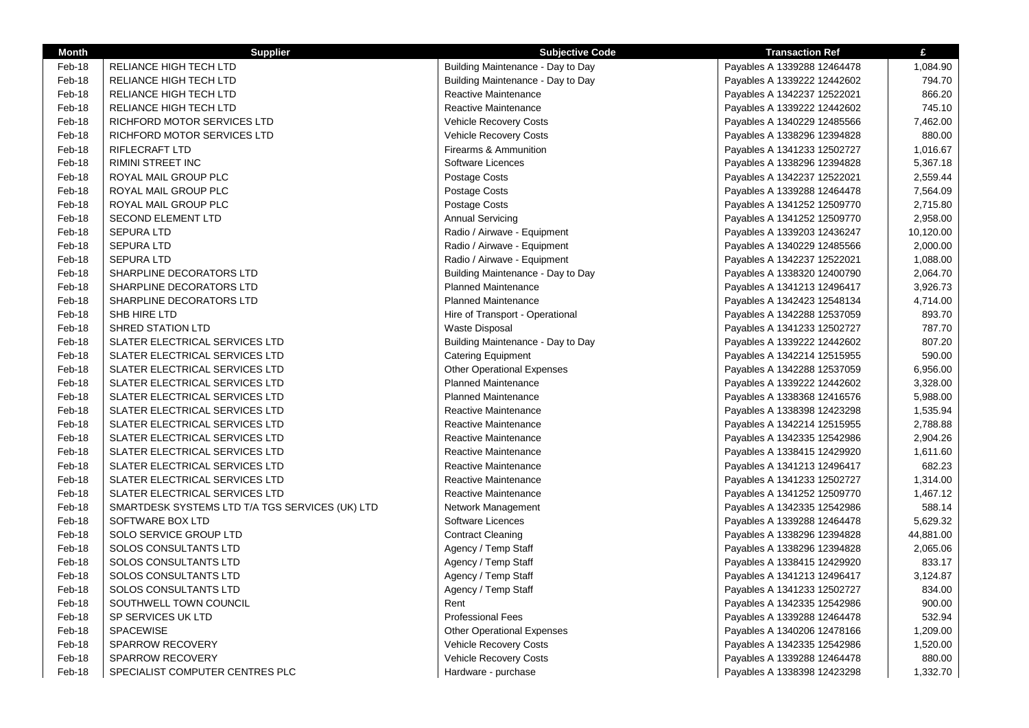| Month | Supplier | Subjective Code | Transaction Ref | £ |
|---|---|---|---|---|
| Feb-18 | RELIANCE HIGH TECH LTD | Building Maintenance - Day to Day | Payables A 1339288 12464478 | 1,084.90 |
| Feb-18 | RELIANCE HIGH TECH LTD | Building Maintenance - Day to Day | Payables A 1339222 12442602 | 794.70 |
| Feb-18 | RELIANCE HIGH TECH LTD | Reactive Maintenance | Payables A 1342237 12522021 | 866.20 |
| Feb-18 | RELIANCE HIGH TECH LTD | Reactive Maintenance | Payables A 1339222 12442602 | 745.10 |
| Feb-18 | RICHFORD MOTOR SERVICES LTD | Vehicle Recovery Costs | Payables A 1340229 12485566 | 7,462.00 |
| Feb-18 | RICHFORD MOTOR SERVICES LTD | Vehicle Recovery Costs | Payables A 1338296 12394828 | 880.00 |
| Feb-18 | RIFLECRAFT LTD | Firearms & Ammunition | Payables A 1341233 12502727 | 1,016.67 |
| Feb-18 | RIMINI STREET INC | Software Licences | Payables A 1338296 12394828 | 5,367.18 |
| Feb-18 | ROYAL MAIL GROUP PLC | Postage Costs | Payables A 1342237 12522021 | 2,559.44 |
| Feb-18 | ROYAL MAIL GROUP PLC | Postage Costs | Payables A 1339288 12464478 | 7,564.09 |
| Feb-18 | ROYAL MAIL GROUP PLC | Postage Costs | Payables A 1341252 12509770 | 2,715.80 |
| Feb-18 | SECOND ELEMENT LTD | Annual Servicing | Payables A 1341252 12509770 | 2,958.00 |
| Feb-18 | SEPURA LTD | Radio / Airwave - Equipment | Payables A 1339203 12436247 | 10,120.00 |
| Feb-18 | SEPURA LTD | Radio / Airwave - Equipment | Payables A 1340229 12485566 | 2,000.00 |
| Feb-18 | SEPURA LTD | Radio / Airwave - Equipment | Payables A 1342237 12522021 | 1,088.00 |
| Feb-18 | SHARPLINE DECORATORS LTD | Building Maintenance - Day to Day | Payables A 1338320 12400790 | 2,064.70 |
| Feb-18 | SHARPLINE DECORATORS LTD | Planned Maintenance | Payables A 1341213 12496417 | 3,926.73 |
| Feb-18 | SHARPLINE DECORATORS LTD | Planned Maintenance | Payables A 1342423 12548134 | 4,714.00 |
| Feb-18 | SHB HIRE LTD | Hire of Transport - Operational | Payables A 1342288 12537059 | 893.70 |
| Feb-18 | SHRED STATION LTD | Waste Disposal | Payables A 1341233 12502727 | 787.70 |
| Feb-18 | SLATER ELECTRICAL SERVICES LTD | Building Maintenance - Day to Day | Payables A 1339222 12442602 | 807.20 |
| Feb-18 | SLATER ELECTRICAL SERVICES LTD | Catering Equipment | Payables A 1342214 12515955 | 590.00 |
| Feb-18 | SLATER ELECTRICAL SERVICES LTD | Other Operational Expenses | Payables A 1342288 12537059 | 6,956.00 |
| Feb-18 | SLATER ELECTRICAL SERVICES LTD | Planned Maintenance | Payables A 1339222 12442602 | 3,328.00 |
| Feb-18 | SLATER ELECTRICAL SERVICES LTD | Planned Maintenance | Payables A 1338368 12416576 | 5,988.00 |
| Feb-18 | SLATER ELECTRICAL SERVICES LTD | Reactive Maintenance | Payables A 1338398 12423298 | 1,535.94 |
| Feb-18 | SLATER ELECTRICAL SERVICES LTD | Reactive Maintenance | Payables A 1342214 12515955 | 2,788.88 |
| Feb-18 | SLATER ELECTRICAL SERVICES LTD | Reactive Maintenance | Payables A 1342335 12542986 | 2,904.26 |
| Feb-18 | SLATER ELECTRICAL SERVICES LTD | Reactive Maintenance | Payables A 1338415 12429920 | 1,611.60 |
| Feb-18 | SLATER ELECTRICAL SERVICES LTD | Reactive Maintenance | Payables A 1341213 12496417 | 682.23 |
| Feb-18 | SLATER ELECTRICAL SERVICES LTD | Reactive Maintenance | Payables A 1341233 12502727 | 1,314.00 |
| Feb-18 | SLATER ELECTRICAL SERVICES LTD | Reactive Maintenance | Payables A 1341252 12509770 | 1,467.12 |
| Feb-18 | SMARTDESK SYSTEMS LTD T/A TGS SERVICES (UK) LTD | Network Management | Payables A 1342335 12542986 | 588.14 |
| Feb-18 | SOFTWARE BOX LTD | Software Licences | Payables A 1339288 12464478 | 5,629.32 |
| Feb-18 | SOLO SERVICE GROUP LTD | Contract Cleaning | Payables A 1338296 12394828 | 44,881.00 |
| Feb-18 | SOLOS CONSULTANTS LTD | Agency / Temp Staff | Payables A 1338296 12394828 | 2,065.06 |
| Feb-18 | SOLOS CONSULTANTS LTD | Agency / Temp Staff | Payables A 1338415 12429920 | 833.17 |
| Feb-18 | SOLOS CONSULTANTS LTD | Agency / Temp Staff | Payables A 1341213 12496417 | 3,124.87 |
| Feb-18 | SOLOS CONSULTANTS LTD | Agency / Temp Staff | Payables A 1341233 12502727 | 834.00 |
| Feb-18 | SOUTHWELL TOWN COUNCIL | Rent | Payables A 1342335 12542986 | 900.00 |
| Feb-18 | SP SERVICES UK LTD | Professional Fees | Payables A 1339288 12464478 | 532.94 |
| Feb-18 | SPACEWISE | Other Operational Expenses | Payables A 1340206 12478166 | 1,209.00 |
| Feb-18 | SPARROW RECOVERY | Vehicle Recovery Costs | Payables A 1342335 12542986 | 1,520.00 |
| Feb-18 | SPARROW RECOVERY | Vehicle Recovery Costs | Payables A 1339288 12464478 | 880.00 |
| Feb-18 | SPECIALIST COMPUTER CENTRES PLC | Hardware - purchase | Payables A 1338398 12423298 | 1,332.70 |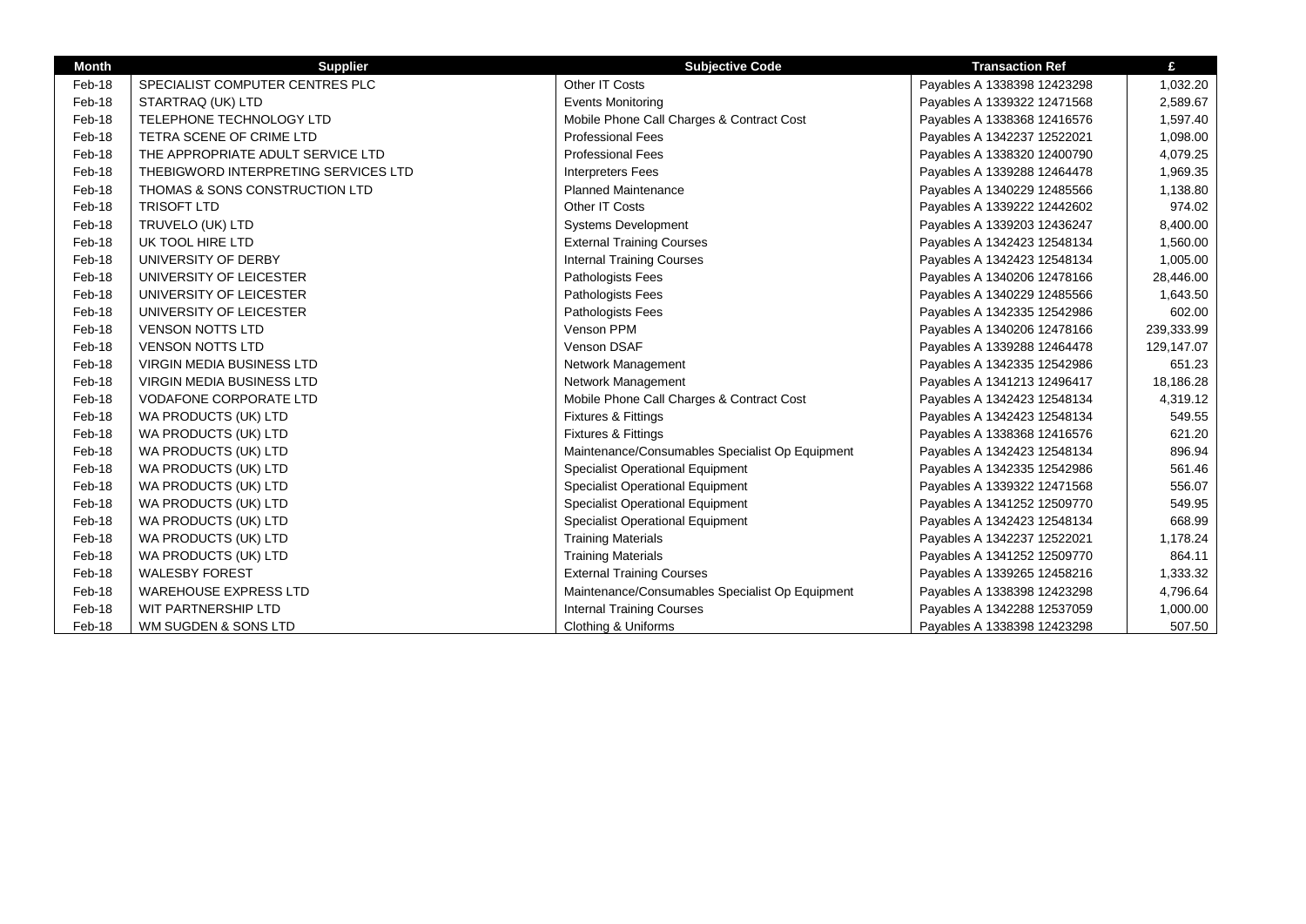| Month | Supplier | Subjective Code | Transaction Ref | £ |
|---|---|---|---|---|
| Feb-18 | SPECIALIST COMPUTER CENTRES PLC | Other IT Costs | Payables A 1338398 12423298 | 1,032.20 |
| Feb-18 | STARTRAQ (UK) LTD | Events Monitoring | Payables A 1339322 12471568 | 2,589.67 |
| Feb-18 | TELEPHONE TECHNOLOGY LTD | Mobile Phone Call Charges & Contract Cost | Payables A 1338368 12416576 | 1,597.40 |
| Feb-18 | TETRA SCENE OF CRIME LTD | Professional Fees | Payables A 1342237 12522021 | 1,098.00 |
| Feb-18 | THE APPROPRIATE ADULT SERVICE LTD | Professional Fees | Payables A 1338320 12400790 | 4,079.25 |
| Feb-18 | THEBIGWORD INTERPRETING SERVICES LTD | Interpreters Fees | Payables A 1339288 12464478 | 1,969.35 |
| Feb-18 | THOMAS & SONS CONSTRUCTION LTD | Planned Maintenance | Payables A 1340229 12485566 | 1,138.80 |
| Feb-18 | TRISOFT LTD | Other IT Costs | Payables A 1339222 12442602 | 974.02 |
| Feb-18 | TRUVELO (UK) LTD | Systems Development | Payables A 1339203 12436247 | 8,400.00 |
| Feb-18 | UK TOOL HIRE LTD | External Training Courses | Payables A 1342423 12548134 | 1,560.00 |
| Feb-18 | UNIVERSITY OF DERBY | Internal Training Courses | Payables A 1342423 12548134 | 1,005.00 |
| Feb-18 | UNIVERSITY OF LEICESTER | Pathologists Fees | Payables A 1340206 12478166 | 28,446.00 |
| Feb-18 | UNIVERSITY OF LEICESTER | Pathologists Fees | Payables A 1340229 12485566 | 1,643.50 |
| Feb-18 | UNIVERSITY OF LEICESTER | Pathologists Fees | Payables A 1342335 12542986 | 602.00 |
| Feb-18 | VENSON NOTTS LTD | Venson PPM | Payables A 1340206 12478166 | 239,333.99 |
| Feb-18 | VENSON NOTTS LTD | Venson DSAF | Payables A 1339288 12464478 | 129,147.07 |
| Feb-18 | VIRGIN MEDIA BUSINESS LTD | Network Management | Payables A 1342335 12542986 | 651.23 |
| Feb-18 | VIRGIN MEDIA BUSINESS LTD | Network Management | Payables A 1341213 12496417 | 18,186.28 |
| Feb-18 | VODAFONE CORPORATE LTD | Mobile Phone Call Charges & Contract Cost | Payables A 1342423 12548134 | 4,319.12 |
| Feb-18 | WA PRODUCTS (UK) LTD | Fixtures & Fittings | Payables A 1342423 12548134 | 549.55 |
| Feb-18 | WA PRODUCTS (UK) LTD | Fixtures & Fittings | Payables A 1338368 12416576 | 621.20 |
| Feb-18 | WA PRODUCTS (UK) LTD | Maintenance/Consumables Specialist Op Equipment | Payables A 1342423 12548134 | 896.94 |
| Feb-18 | WA PRODUCTS (UK) LTD | Specialist Operational Equipment | Payables A 1342335 12542986 | 561.46 |
| Feb-18 | WA PRODUCTS (UK) LTD | Specialist Operational Equipment | Payables A 1339322 12471568 | 556.07 |
| Feb-18 | WA PRODUCTS (UK) LTD | Specialist Operational Equipment | Payables A 1341252 12509770 | 549.95 |
| Feb-18 | WA PRODUCTS (UK) LTD | Specialist Operational Equipment | Payables A 1342423 12548134 | 668.99 |
| Feb-18 | WA PRODUCTS (UK) LTD | Training Materials | Payables A 1342237 12522021 | 1,178.24 |
| Feb-18 | WA PRODUCTS (UK) LTD | Training Materials | Payables A 1341252 12509770 | 864.11 |
| Feb-18 | WALESBY FOREST | External Training Courses | Payables A 1339265 12458216 | 1,333.32 |
| Feb-18 | WAREHOUSE EXPRESS LTD | Maintenance/Consumables Specialist Op Equipment | Payables A 1338398 12423298 | 4,796.64 |
| Feb-18 | WIT PARTNERSHIP LTD | Internal Training Courses | Payables A 1342288 12537059 | 1,000.00 |
| Feb-18 | WM SUGDEN & SONS LTD | Clothing & Uniforms | Payables A 1338398 12423298 | 507.50 |